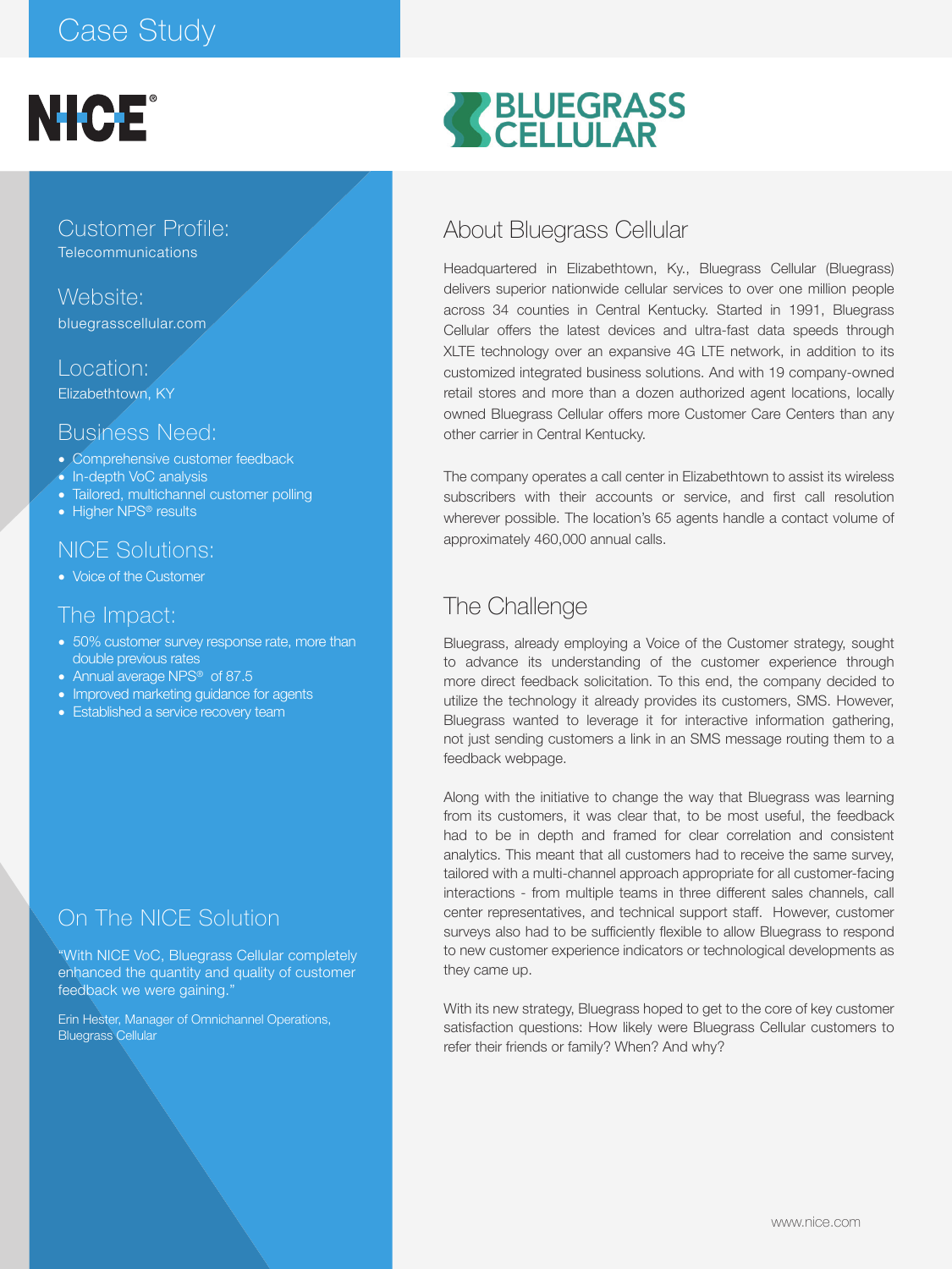# Case Study

**NICE** | **BLUEGRASS CELLULAR**

## Customer Profile:

Telecommunications

## Website:

bluegrasscellular.com

## Location:

Elizabethtown, KY

## Business Need:

- Comprehensive customer feedback
- In-depth VoC analysis
- Tailored, multichannel customer polling
- Higher NPS® results

## NICE Solutions:

- Voice of the Customer

## The Impact:

- 50% customer survey response rate, more than double previous rates
- Annual average NPS® of 87.5
- Improved marketing guidance for agents
- Established a service recovery team

## On The NICE Solution

"With NICE VoC, Bluegrass Cellular completely enhanced the quantity and quality of customer feedback we were gaining."

Erin Hester, Manager of Omnichannel Operations, Bluegrass Cellular

## About Bluegrass Cellular

Headquartered in Elizabethtown, Ky., Bluegrass Cellular (Bluegrass) delivers superior nationwide cellular services to over one million people across 34 counties in Central Kentucky. Started in 1991, Bluegrass Cellular offers the latest devices and ultra-fast data speeds through XLTE technology over an expansive 4G LTE network, in addition to its customized integrated business solutions. And with 19 company-owned retail stores and more than a dozen authorized agent locations, locally owned Bluegrass Cellular offers more Customer Care Centers than any other carrier in Central Kentucky.

The company operates a call center in Elizabethtown to assist its wireless subscribers with their accounts or service, and first call resolution wherever possible. The location's 65 agents handle a contact volume of approximately 460,000 annual calls.

## The Challenge

Bluegrass, already employing a Voice of the Customer strategy, sought to advance its understanding of the customer experience through more direct feedback solicitation. To this end, the company decided to utilize the technology it already provides its customers, SMS. However, Bluegrass wanted to leverage it for interactive information gathering, not just sending customers a link in an SMS message routing them to a feedback webpage.

Along with the initiative to change the way that Bluegrass was learning from its customers, it was clear that, to be most useful, the feedback had to be in depth and framed for clear correlation and consistent analytics. This meant that all customers had to receive the same survey, tailored with a multi-channel approach appropriate for all customer-facing interactions - from multiple teams in three different sales channels, call center representatives, and technical support staff. However, customer surveys also had to be sufficiently flexible to allow Bluegrass to respond to new customer experience indicators or technological developments as they came up.

With its new strategy, Bluegrass hoped to get to the core of key customer satisfaction questions: How likely were Bluegrass Cellular customers to refer their friends or family? When? And why?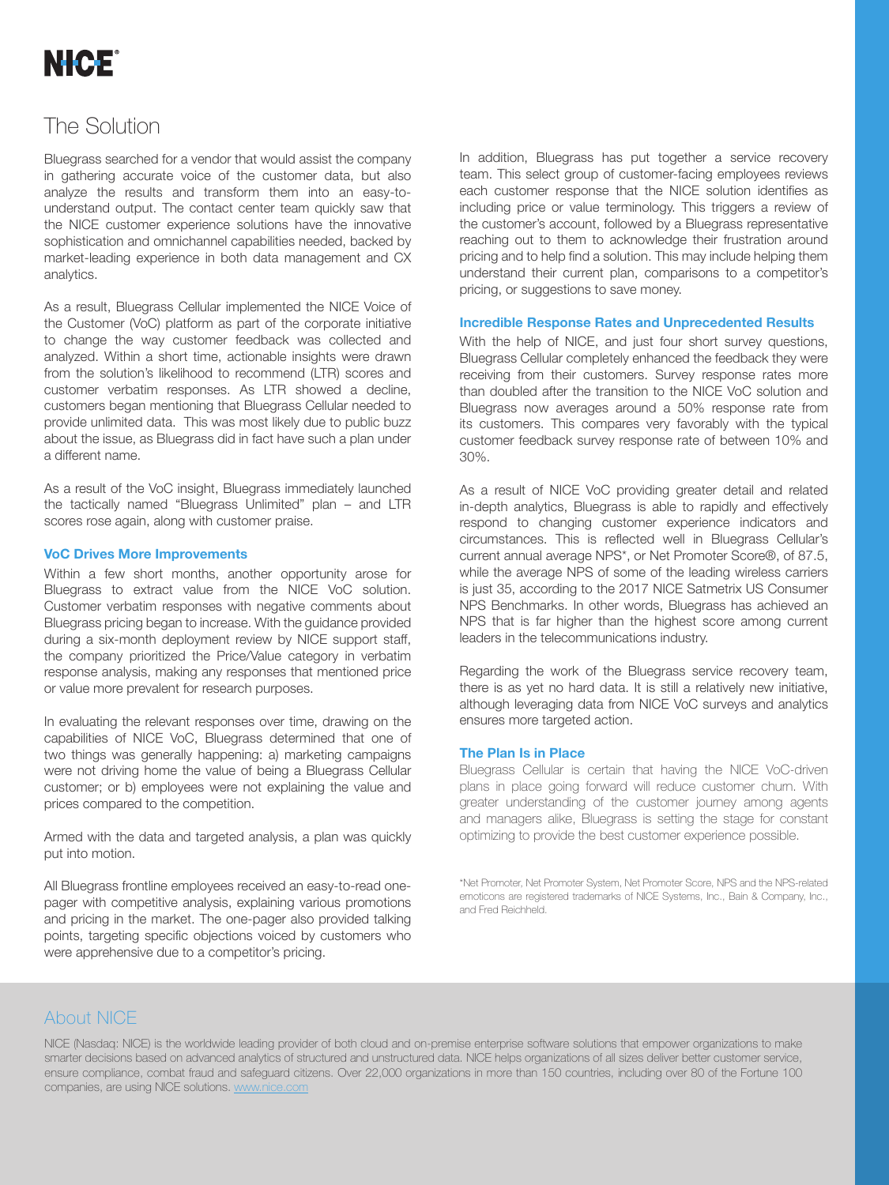## The Solution

Bluegrass searched for a vendor that would assist the company in gathering accurate voice of the customer data, but also analyze the results and transform them into an easy-to-understand output. The contact center team quickly saw that the NICE customer experience solutions have the innovative sophistication and omnichannel capabilities needed, backed by market-leading experience in both data management and CX analytics.

As a result, Bluegrass Cellular implemented the NICE Voice of the Customer (VoC) platform as part of the corporate initiative to change the way customer feedback was collected and analyzed. Within a short time, actionable insights were drawn from the solution's likelihood to recommend (LTR) scores and customer verbatim responses. As LTR showed a decline, customers began mentioning that Bluegrass Cellular needed to provide unlimited data. This was most likely due to public buzz about the issue, as Bluegrass did in fact have such a plan under a different name.

As a result of the VoC insight, Bluegrass immediately launched the tactically named "Bluegrass Unlimited" plan – and LTR scores rose again, along with customer praise.

### VoC Drives More Improvements

Within a few short months, another opportunity arose for Bluegrass to extract value from the NICE VoC solution. Customer verbatim responses with negative comments about Bluegrass pricing began to increase. With the guidance provided during a six-month deployment review by NICE support staff, the company prioritized the Price/Value category in verbatim response analysis, making any responses that mentioned price or value more prevalent for research purposes.

In evaluating the relevant responses over time, drawing on the capabilities of NICE VoC, Bluegrass determined that one of two things was generally happening: a) marketing campaigns were not driving home the value of being a Bluegrass Cellular customer; or b) employees were not explaining the value and prices compared to the competition.

Armed with the data and targeted analysis, a plan was quickly put into motion.

All Bluegrass frontline employees received an easy-to-read one-pager with competitive analysis, explaining various promotions and pricing in the market. The one-pager also provided talking points, targeting specific objections voiced by customers who were apprehensive due to a competitor's pricing.

In addition, Bluegrass has put together a service recovery team. This select group of customer-facing employees reviews each customer response that the NICE solution identifies as including price or value terminology. This triggers a review of the customer's account, followed by a Bluegrass representative reaching out to them to acknowledge their frustration around pricing and to help find a solution. This may include helping them understand their current plan, comparisons to a competitor's pricing, or suggestions to save money.

### Incredible Response Rates and Unprecedented Results

With the help of NICE, and just four short survey questions, Bluegrass Cellular completely enhanced the feedback they were receiving from their customers. Survey response rates more than doubled after the transition to the NICE VoC solution and Bluegrass now averages around a 50% response rate from its customers. This compares very favorably with the typical customer feedback survey response rate of between 10% and 30%.

As a result of NICE VoC providing greater detail and related in-depth analytics, Bluegrass is able to rapidly and effectively respond to changing customer experience indicators and circumstances. This is reflected well in Bluegrass Cellular's current annual average NPS*, or Net Promoter Score®, of 87.5, while the average NPS of some of the leading wireless carriers is just 35, according to the 2017 NICE Satmetrix US Consumer NPS Benchmarks. In other words, Bluegrass has achieved an NPS that is far higher than the highest score among current leaders in the telecommunications industry.

Regarding the work of the Bluegrass service recovery team, there is as yet no hard data. It is still a relatively new initiative, although leveraging data from NICE VoC surveys and analytics ensures more targeted action.

### The Plan Is in Place

Bluegrass Cellular is certain that having the NICE VoC-driven plans in place going forward will reduce customer churn. With greater understanding of the customer journey among agents and managers alike, Bluegrass is setting the stage for constant optimizing to provide the best customer experience possible.

*Net Promoter, Net Promoter System, Net Promoter Score, NPS and the NPS-related emoticons are registered trademarks of NICE Systems, Inc., Bain & Company, Inc., and Fred Reichheld.

## About NICE

NICE (Nasdaq: NICE) is the worldwide leading provider of both cloud and on-premise enterprise software solutions that empower organizations to make smarter decisions based on advanced analytics of structured and unstructured data. NICE helps organizations of all sizes deliver better customer service, ensure compliance, combat fraud and safeguard citizens. Over 22,000 organizations in more than 150 countries, including over 80 of the Fortune 100 companies, are using NICE solutions. www.nice.com